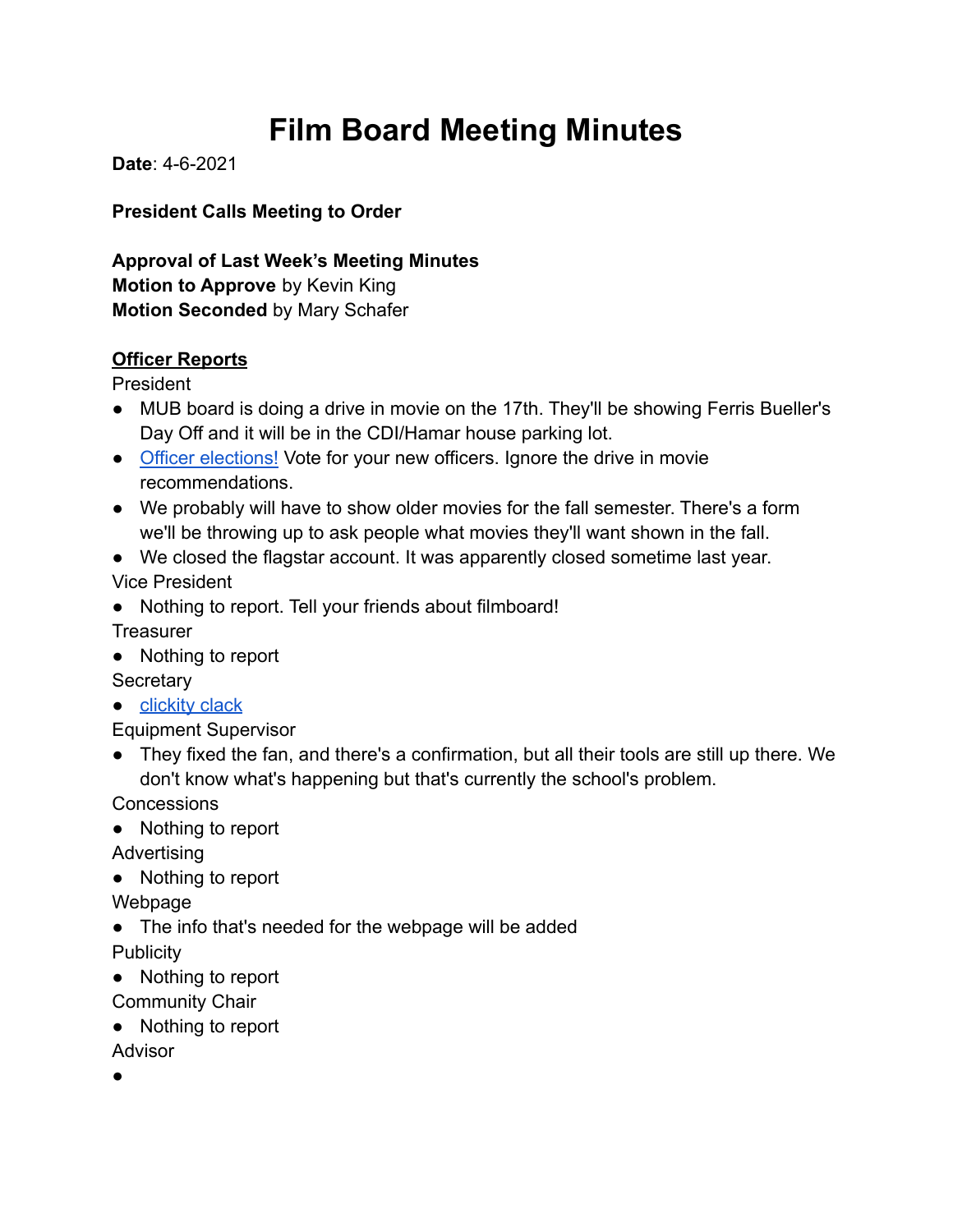# Film Board Meeting Minutes

**Date**: 4-6-2021

**President Calls Meeting to Order**

**Approval of Last Week's Meeting Minutes**
**Motion to Approve** by Kevin King
**Motion Seconded** by Mary Schafer

**Officer Reports**

President

- MUB board is doing a drive in movie on the 17th. They'll be showing Ferris Bueller's Day Off and it will be in the CDI/Hamar house parking lot.
- Officer elections! Vote for your new officers. Ignore the drive in movie recommendations.
- We probably will have to show older movies for the fall semester. There's a form we'll be throwing up to ask people what movies they'll want shown in the fall.
- We closed the flagstar account. It was apparently closed sometime last year.

Vice President

- Nothing to report. Tell your friends about filmboard!

Treasurer

- Nothing to report

Secretary

- clickity clack

Equipment Supervisor

- They fixed the fan, and there's a confirmation, but all their tools are still up there. We don't know what's happening but that's currently the school's problem.

Concessions

- Nothing to report

Advertising

- Nothing to report

Webpage

- The info that's needed for the webpage will be added

Publicity

- Nothing to report

Community Chair

- Nothing to report

Advisor

-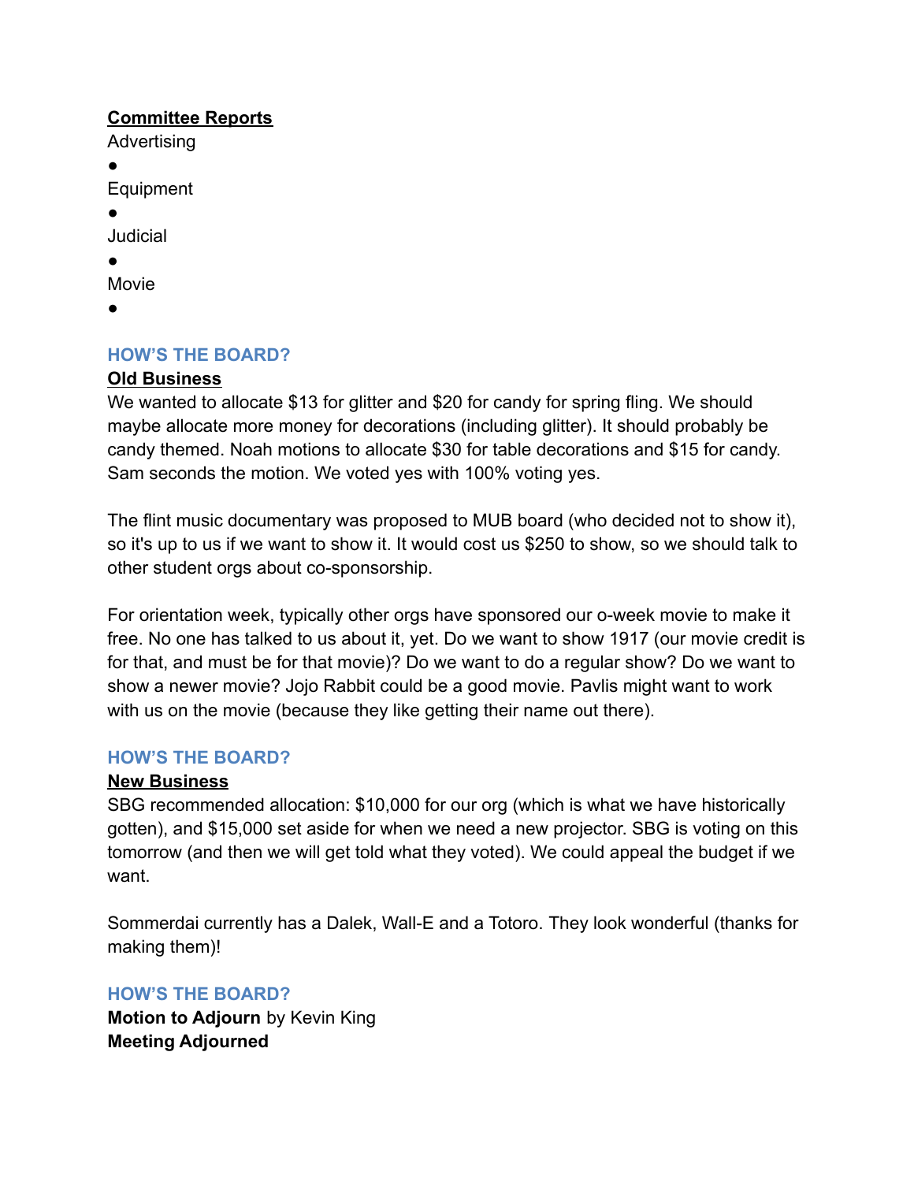**Committee Reports**

Advertising

- 

Equipment

- 

Judicial

- 

Movie

- 

### HOW'S THE BOARD?

**Old Business**

We wanted to allocate $13 for glitter and $20 for candy for spring fling. We should maybe allocate more money for decorations (including glitter). It should probably be candy themed. Noah motions to allocate $30 for table decorations and $15 for candy. Sam seconds the motion. We voted yes with 100% voting yes.

The flint music documentary was proposed to MUB board (who decided not to show it), so it's up to us if we want to show it. It would cost us $250 to show, so we should talk to other student orgs about co-sponsorship.

For orientation week, typically other orgs have sponsored our o-week movie to make it free. No one has talked to us about it, yet. Do we want to show 1917 (our movie credit is for that, and must be for that movie)? Do we want to do a regular show? Do we want to show a newer movie? Jojo Rabbit could be a good movie. Pavlis might want to work with us on the movie (because they like getting their name out there).

### HOW'S THE BOARD?

**New Business**

SBG recommended allocation: $10,000 for our org (which is what we have historically gotten), and $15,000 set aside for when we need a new projector. SBG is voting on this tomorrow (and then we will get told what they voted). We could appeal the budget if we want.

Sommerdai currently has a Dalek, Wall-E and a Totoro. They look wonderful (thanks for making them)!

### HOW'S THE BOARD?

**Motion to Adjourn** by Kevin King

**Meeting Adjourned**